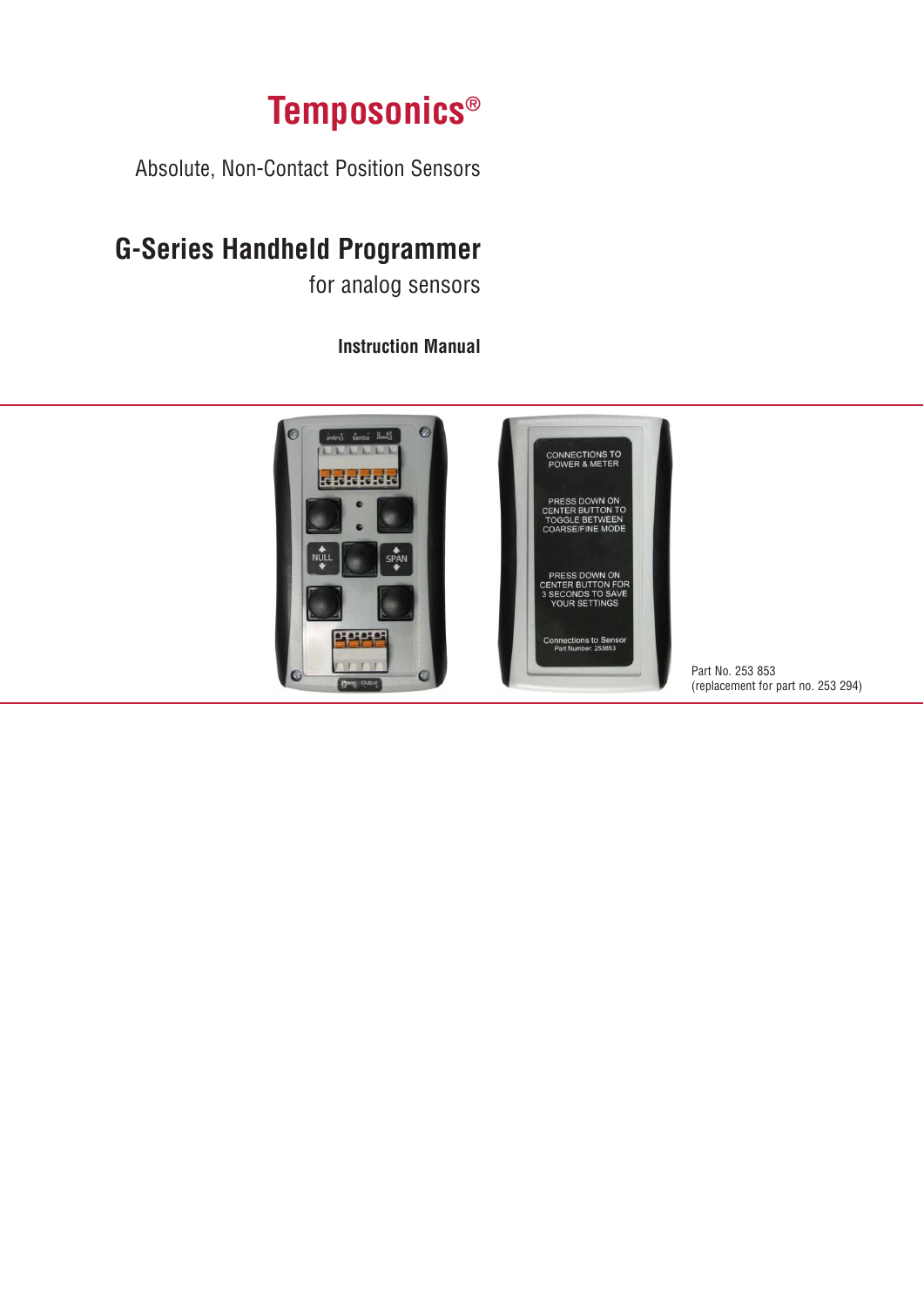# Temposonics®

Absolute, Non-Contact Position Sensors

## G-Series Handheld Programmer

for analog sensors

**Instruction Manual**

Part No. 253 853
(replacement for part no. 253 294)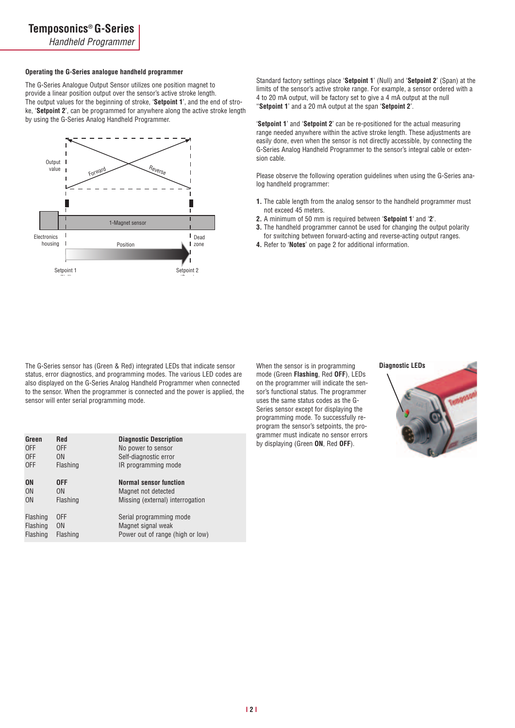### Operating the G-Series analogue handheld programmer

The G-Series Analogue Output Sensor utilizes one position magnet to provide a linear position output over the sensor's active stroke length. The output values for the beginning of stroke, '**Setpoint 1**', and the end of stroke, '**Setpoint 2**', can be programmed for anywhere along the active stroke length by using the G-Series Analog Handheld Programmer.

Standard factory settings place '**Setpoint 1**' (Null) and '**Setpoint 2**' (Span) at the limits of the sensor's active stroke range. For example, a sensor ordered with a 4 to 20 mA output, will be factory set to give a 4 mA output at the null "**Setpoint 1**' and a 20 mA output at the span '**Setpoint 2**'.

'**Setpoint 1**' and '**Setpoint 2**' can be re-positioned for the actual measuring range needed anywhere within the active stroke length. These adjustments are easily done, even when the sensor is not directly accessible, by connecting the G-Series Analog Handheld Programmer to the sensor's integral cable or extension cable.

Please observe the following operation guidelines when using the G-Series analog handheld programmer:

1. The cable length from the analog sensor to the handheld programmer must not exceed 45 meters.
2. A minimum of 50 mm is required between '**Setpoint 1**' and '**2**'.
3. The handheld programmer cannot be used for changing the output polarity for switching between forward-acting and reverse-acting output ranges.
4. Refer to '**Notes**' on page 2 for additional information.

The G-Series sensor has (Green & Red) integrated LEDs that indicate sensor status, error diagnostics, and programming modes. The various LED codes are also displayed on the G-Series Analog Handheld Programmer when connected to the sensor. When the programmer is connected and the power is applied, the sensor will enter serial programming mode.

| Green | Red | Diagnostic Description |
|---|---|---|
| OFF | OFF | No power to sensor |
| OFF | ON | Self-diagnostic error |
| OFF | Flashing | IR programming mode |
| **ON** | **OFF** | **Normal sensor function** |
| ON | ON | Magnet not detected |
| ON | Flashing | Missing (external) interrogation |
| Flashing | OFF | Serial programming mode |
| Flashing | ON | Magnet signal weak |
| Flashing | Flashing | Power out of range (high or low) |

When the sensor is in programming mode (Green **Flashing**, Red **OFF**), LEDs on the programmer will indicate the sensor's functional status. The programmer uses the same status codes as the G-Series sensor except for displaying the programming mode. To successfully reprogram the sensor's setpoints, the programmer must indicate no sensor errors by displaying (Green **ON**, Red **OFF**).

**Diagnostic LEDs**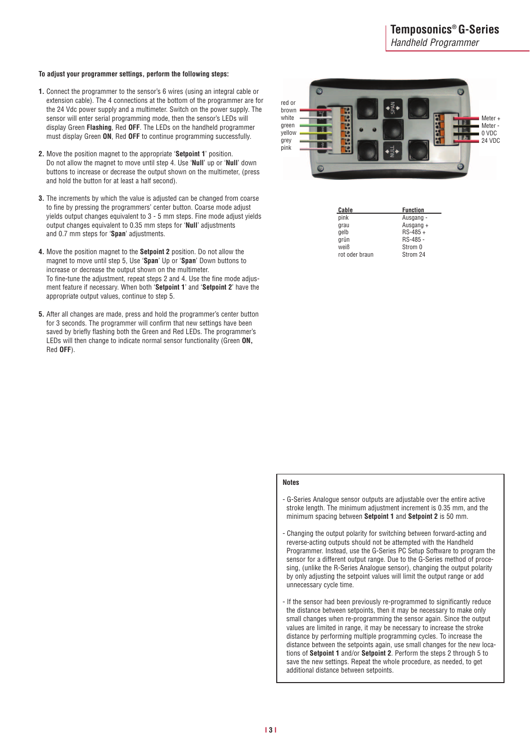**To adjust your programmer settings, perform the following steps:**

1. Connect the programmer to the sensor's 6 wires (using an integral cable or extension cable). The 4 connections at the bottom of the programmer are for the 24 Vdc power supply and a multimeter. Switch on the power supply. The sensor will enter serial programming mode, then the sensor's LEDs will display Green **Flashing**, Red **OFF**. The LEDs on the handheld programmer must display Green **ON**, Red **OFF** to continue programming successfully.

2. Move the position magnet to the appropriate '**Setpoint 1**' position. Do not allow the magnet to move until step 4. Use '**Null**' up or '**Null**' down buttons to increase or decrease the output shown on the multimeter, (press and hold the button for at least a half second).

3. The increments by which the value is adjusted can be changed from coarse to fine by pressing the programmers' center button. Coarse mode adjust yields output changes equivalent to 3 - 5 mm steps. Fine mode adjust yields output changes equivalent to 0.35 mm steps for '**Null**' adjustments and 0.7 mm steps for '**Span**' adjustments.

4. Move the position magnet to the **Setpoint 2** position. Do not allow the magnet to move until step 5, Use '**Span**' Up or '**Span**' Down buttons to increase or decrease the output shown on the multimeter. To fine-tune the adjustment, repeat steps 2 and 4. Use the fine mode adjustment feature if necessary. When both '**Setpoint 1**' and '**Setpoint 2**' have the appropriate output values, continue to step 5.

5. After all changes are made, press and hold the programmer's center button for 3 seconds. The programmer will confirm that new settings have been saved by briefly flashing both the Green and Red LEDs. The programmer's LEDs will then change to indicate normal sensor functionality (Green **ON,** Red **OFF**).

red or brown, white, green, yellow, grey, pink — SPAN, NULL — Meter +, Meter -, 0 VDC, 24 VDC

| Cable | Function |
|---|---|
| pink | Ausgang - |
| grau | Ausgang + |
| gelb | RS-485 + |
| grün | RS-485 - |
| weiß | Strom 0 |
| rot oder braun | Strom 24 |

**Notes**

- G-Series Analogue sensor outputs are adjustable over the entire active stroke length. The minimum adjustment increment is 0.35 mm, and the minimum spacing between **Setpoint 1** and **Setpoint 2** is 50 mm.

- Changing the output polarity for switching between forward-acting and reverse-acting outputs should not be attempted with the Handheld Programmer. Instead, use the G-Series PC Setup Software to program the sensor for a different output range. Due to the G-Series method of processing, (unlike the R-Series Analogue sensor), changing the output polarity by only adjusting the setpoint values will limit the output range or add unnecessary cycle time.

- If the sensor had been previously re-programmed to significantly reduce the distance between setpoints, then it may be necessary to make only small changes when re-programming the sensor again. Since the output values are limited in range, it may be necessary to increase the stroke distance by performing multiple programming cycles. To increase the distance between the setpoints again, use small changes for the new locations of **Setpoint 1** and/or **Setpoint 2**. Perform the steps 2 through 5 to save the new settings. Repeat the whole procedure, as needed, to get additional distance between setpoints.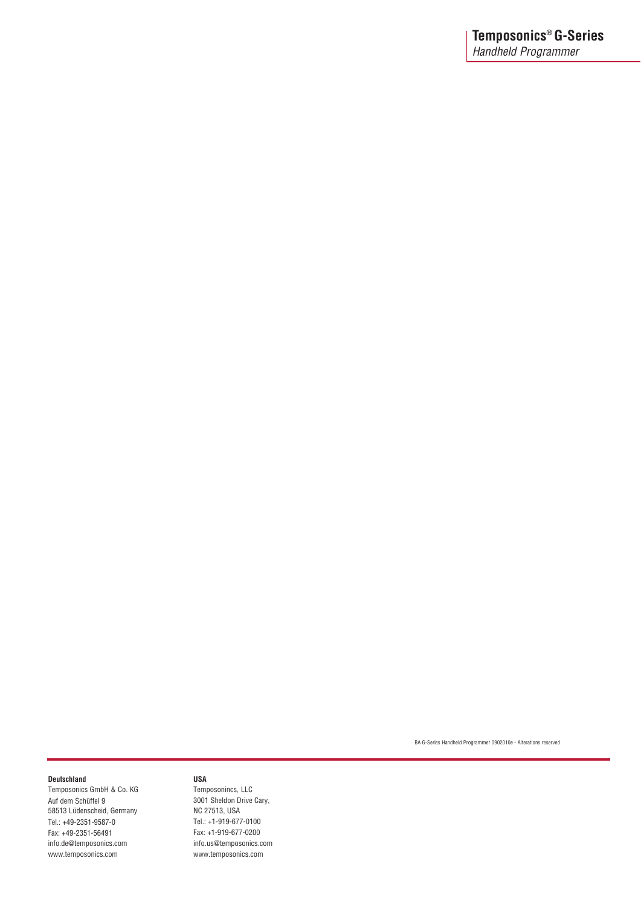BA G-Series Handheld Programmer 0902010e - Alterations reserved

**Deutschland**
Temposonics GmbH & Co. KG
Auf dem Schüffel 9
58513 Lüdenscheid, Germany
Tel.: +49-2351-9587-0
Fax: +49-2351-56491
info.de@temposonics.com
www.temposonics.com

**USA**
Temposonincs, LLC
3001 Sheldon Drive Cary,
NC 27513, USA
Tel.: +1-919-677-0100
Fax: +1-919-677-0200
info.us@temposonics.com
www.temposonics.com